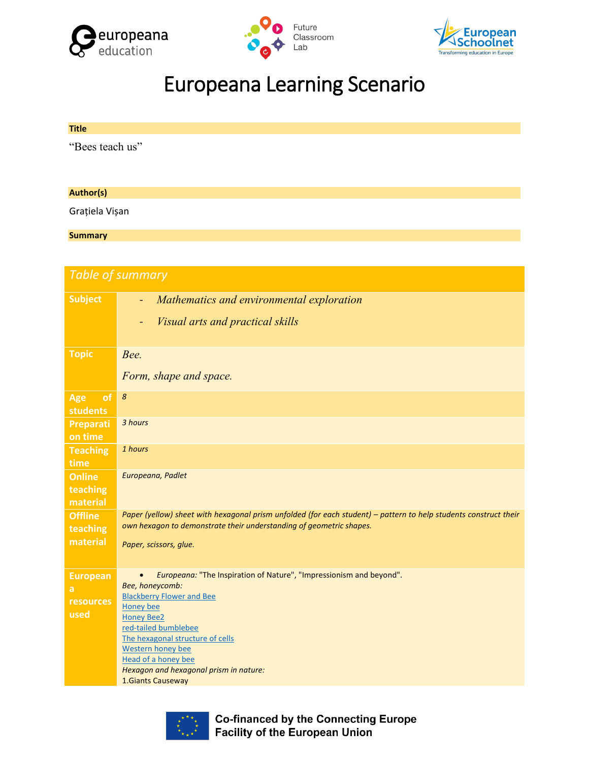# Europeana Learning Scenario

**Title**

"Bees teach us"

**Author(s)**

Grațiela Vișan

**Summary**

| *Table of summary* | |
|---|---|
| **Subject** | - *Mathematics and environmental exploration*<br>- *Visual arts and practical skills* |
| **Topic** | *Bee.*<br>*Form, shape and space.* |
| **Age of students** | *8* |
| **Preparation time** | *3 hours* |
| **Teaching time** | *1 hours* |
| **Online teaching material** | *Europeana, Padlet* |
| **Offline teaching material** | *Paper (yellow) sheet with hexagonal prism unfolded (for each student) – pattern to help students construct their own hexagon to demonstrate their understanding of geometric shapes.*<br>*Paper, scissors, glue.* |
| **Europeana resources used** | • *Europeana:* "The Inspiration of Nature", "Impressionism and beyond".<br>*Bee, honeycomb:*<br>Blackberry Flower and Bee<br>Honey bee<br>Honey Bee2<br>red-tailed bumblebee<br>The hexagonal structure of cells<br>Western honey bee<br>Head of a honey bee<br>*Hexagon and hexagonal prism in nature:*<br>1.Giants Causeway |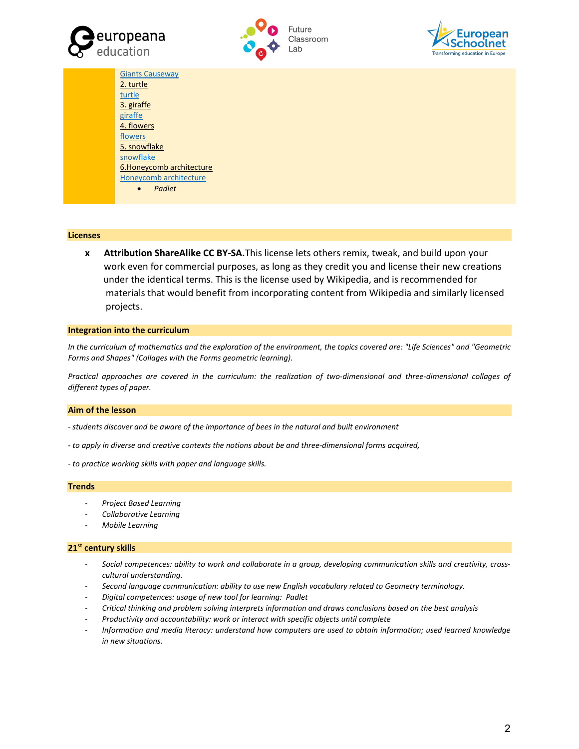Giants Causeway
2. turtle
turtle
3. giraffe
giraffe
4. flowers
flowers
5. snowflake
snowflake
6.Honeycomb architecture
Honeycomb architecture

- *Padlet*

## Licenses

x **Attribution ShareAlike CC BY-SA.** This license lets others remix, tweak, and build upon your work even for commercial purposes, as long as they credit you and license their new creations under the identical terms. This is the license used by Wikipedia, and is recommended for materials that would benefit from incorporating content from Wikipedia and similarly licensed projects.

## Integration into the curriculum

*In the curriculum of mathematics and the exploration of the environment, the topics covered are: "Life Sciences" and "Geometric Forms and Shapes" (Collages with the Forms geometric learning).*

*Practical approaches are covered in the curriculum: the realization of two-dimensional and three-dimensional collages of different types of paper.*

## Aim of the lesson

*- students discover and be aware of the importance of bees in the natural and built environment*

*- to apply in diverse and creative contexts the notions about be and three-dimensional forms acquired,*

*- to practice working skills with paper and language skills.*

## Trends

- *Project Based Learning*
- *Collaborative Learning*
- *Mobile Learning*

## 21st century skills

- *Social competences: ability to work and collaborate in a group, developing communication skills and creativity, cross-cultural understanding.*
- *Second language communication: ability to use new English vocabulary related to Geometry terminology.*
- *Digital competences: usage of new tool for learning: Padlet*
- *Critical thinking and problem solving interprets information and draws conclusions based on the best analysis*
- *Productivity and accountability: work or interact with specific objects until complete*
- *Information and media literacy: understand how computers are used to obtain information; used learned knowledge in new situations.*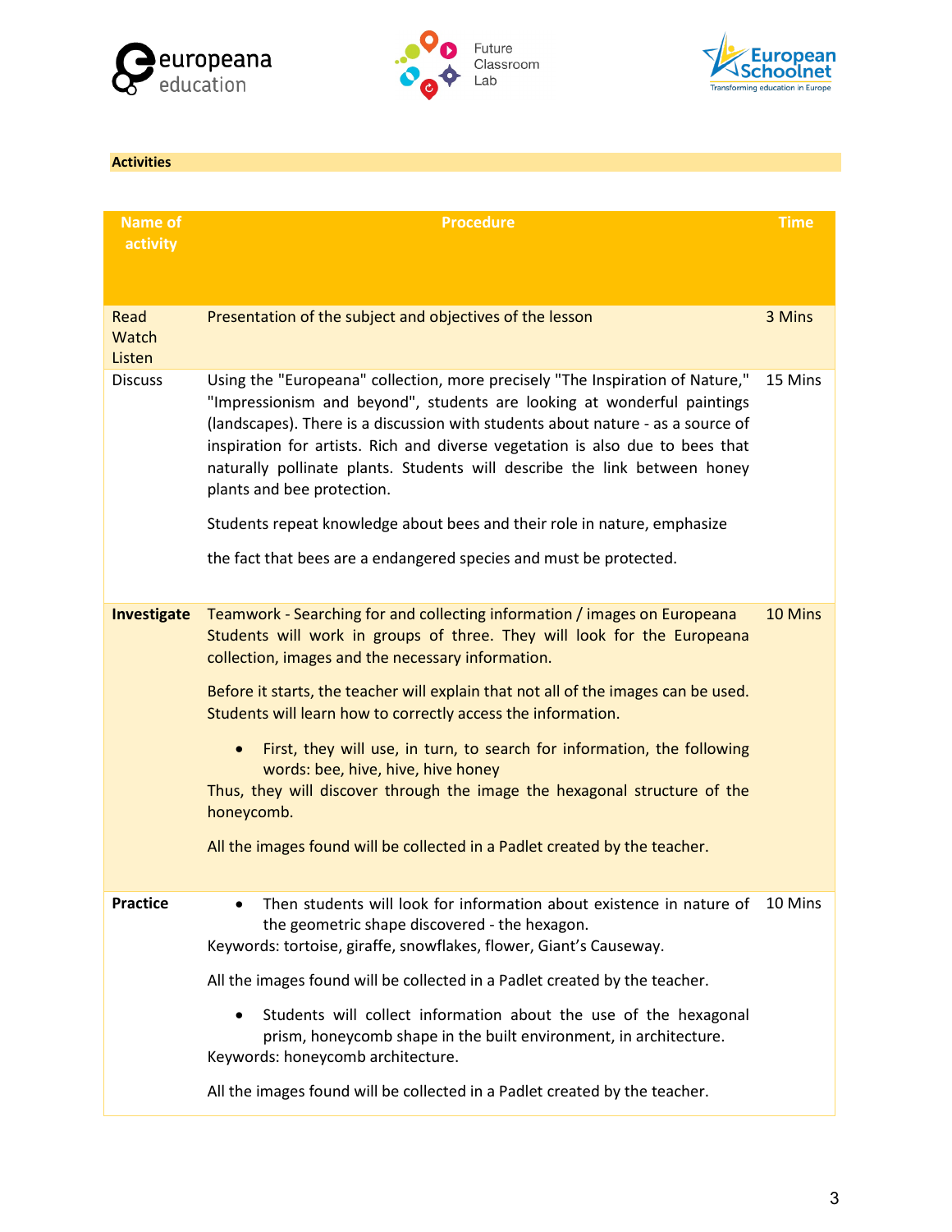**Activities**

| Name of activity | Procedure | Time |
|---|---|---|
| Read Watch Listen | Presentation of the subject and objectives of the lesson | 3 Mins |
| Discuss | Using the "Europeana" collection, more precisely "The Inspiration of Nature," "Impressionism and beyond", students are looking at wonderful paintings (landscapes). There is a discussion with students about nature - as a source of inspiration for artists. Rich and diverse vegetation is also due to bees that naturally pollinate plants. Students will describe the link between honey plants and bee protection.<br><br>Students repeat knowledge about bees and their role in nature, emphasize<br><br>the fact that bees are a endangered species and must be protected. | 15 Mins |
| **Investigate** | Teamwork - Searching for and collecting information / images on Europeana Students will work in groups of three. They will look for the Europeana collection, images and the necessary information.<br><br>Before it starts, the teacher will explain that not all of the images can be used. Students will learn how to correctly access the information.<br><br>• First, they will use, in turn, to search for information, the following words: bee, hive, hive, hive honey<br>Thus, they will discover through the image the hexagonal structure of the honeycomb.<br><br>All the images found will be collected in a Padlet created by the teacher. | 10 Mins |
| **Practice** | • Then students will look for information about existence in nature of the geometric shape discovered - the hexagon.<br>Keywords: tortoise, giraffe, snowflakes, flower, Giant's Causeway.<br><br>All the images found will be collected in a Padlet created by the teacher.<br><br>• Students will collect information about the use of the hexagonal prism, honeycomb shape in the built environment, in architecture.<br>Keywords: honeycomb architecture.<br><br>All the images found will be collected in a Padlet created by the teacher. | 10 Mins |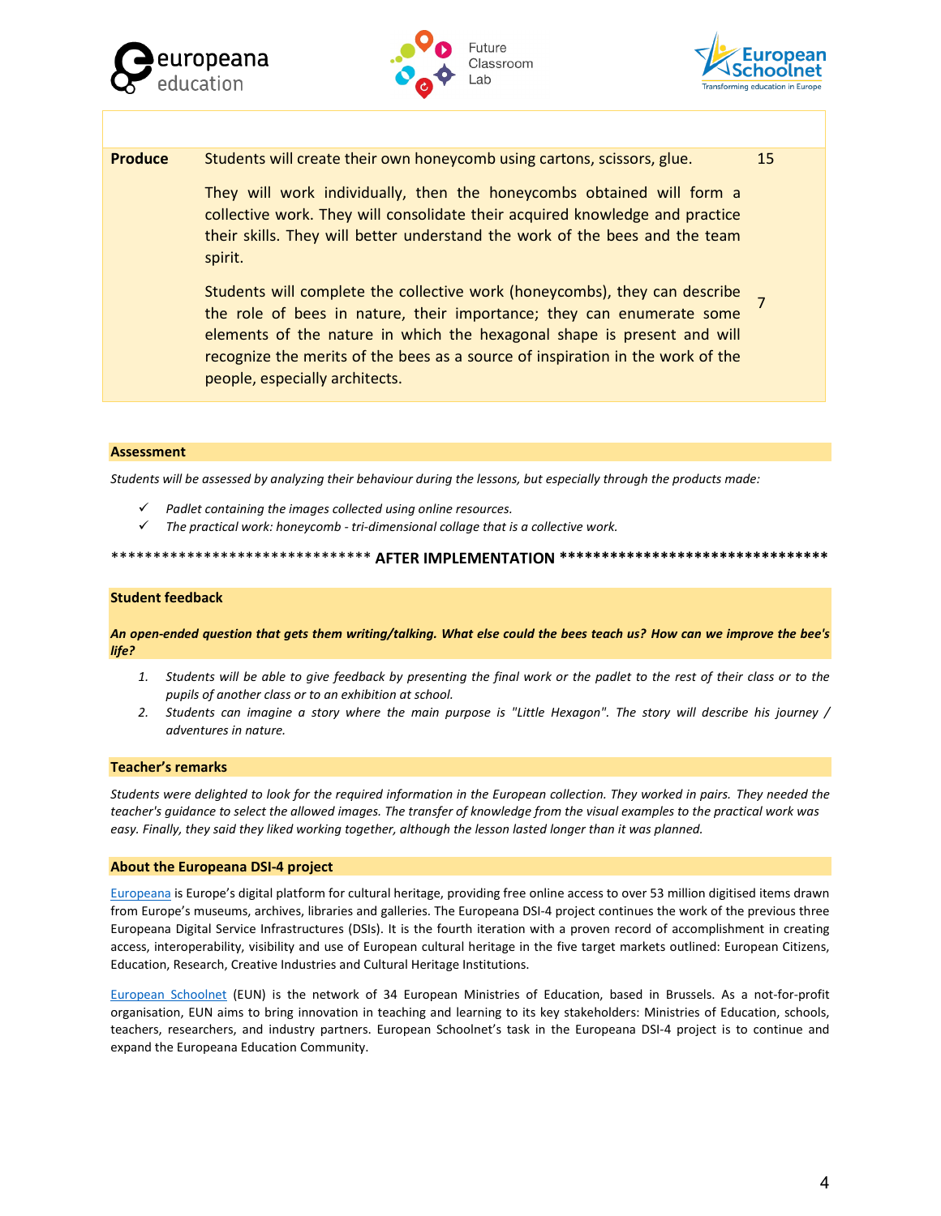| | | |
|---|---|---|
| **Produce** | Students will create their own honeycomb using cartons, scissors, glue.<br><br>They will work individually, then the honeycombs obtained will form a collective work. They will consolidate their acquired knowledge and practice their skills. They will better understand the work of the bees and the team spirit. | 15 |
| | Students will complete the collective work (honeycombs), they can describe the role of bees in nature, their importance; they can enumerate some elements of the nature in which the hexagonal shape is present and will recognize the merits of the bees as a source of inspiration in the work of the people, especially architects. | 7 |

### Assessment

*Students will be assessed by analyzing their behaviour during the lessons, but especially through the products made:*

- ✓ *Padlet containing the images collected using online resources.*
- ✓ *The practical work: honeycomb - tri-dimensional collage that is a collective work.*

******************************* **AFTER IMPLEMENTATION** ********************************

### Student feedback

***An open-ended question that gets them writing/talking. What else could the bees teach us? How can we improve the bee's life?***

1. *Students will be able to give feedback by presenting the final work or the padlet to the rest of their class or to the pupils of another class or to an exhibition at school.*
2. *Students can imagine a story where the main purpose is "Little Hexagon". The story will describe his journey / adventures in nature.*

### Teacher's remarks

*Students were delighted to look for the required information in the European collection. They worked in pairs. They needed the teacher's guidance to select the allowed images. The transfer of knowledge from the visual examples to the practical work was easy. Finally, they said they liked working together, although the lesson lasted longer than it was planned.*

### About the Europeana DSI-4 project

Europeana is Europe's digital platform for cultural heritage, providing free online access to over 53 million digitised items drawn from Europe's museums, archives, libraries and galleries. The Europeana DSI-4 project continues the work of the previous three Europeana Digital Service Infrastructures (DSIs). It is the fourth iteration with a proven record of accomplishment in creating access, interoperability, visibility and use of European cultural heritage in the five target markets outlined: European Citizens, Education, Research, Creative Industries and Cultural Heritage Institutions.

European Schoolnet (EUN) is the network of 34 European Ministries of Education, based in Brussels. As a not-for-profit organisation, EUN aims to bring innovation in teaching and learning to its key stakeholders: Ministries of Education, schools, teachers, researchers, and industry partners. European Schoolnet's task in the Europeana DSI-4 project is to continue and expand the Europeana Education Community.